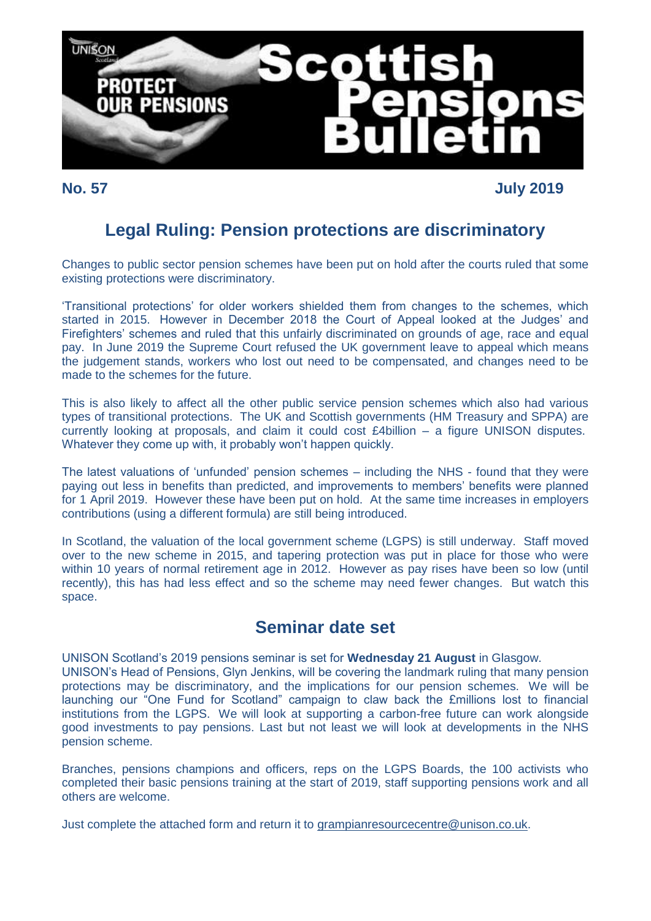# Scottish Pensions Bulletin

UNISON Scotland

PROTECT OUR PENSIONS

**No. 57** **July 2019**

## Legal Ruling: Pension protections are discriminatory

Changes to public sector pension schemes have been put on hold after the courts ruled that some existing protections were discriminatory.

'Transitional protections' for older workers shielded them from changes to the schemes, which started in 2015. However in December 2018 the Court of Appeal looked at the Judges' and Firefighters' schemes and ruled that this unfairly discriminated on grounds of age, race and equal pay. In June 2019 the Supreme Court refused the UK government leave to appeal which means the judgement stands, workers who lost out need to be compensated, and changes need to be made to the schemes for the future.

This is also likely to affect all the other public service pension schemes which also had various types of transitional protections. The UK and Scottish governments (HM Treasury and SPPA) are currently looking at proposals, and claim it could cost £4billion – a figure UNISON disputes. Whatever they come up with, it probably won't happen quickly.

The latest valuations of 'unfunded' pension schemes – including the NHS - found that they were paying out less in benefits than predicted, and improvements to members' benefits were planned for 1 April 2019. However these have been put on hold. At the same time increases in employers contributions (using a different formula) are still being introduced.

In Scotland, the valuation of the local government scheme (LGPS) is still underway. Staff moved over to the new scheme in 2015, and tapering protection was put in place for those who were within 10 years of normal retirement age in 2012. However as pay rises have been so low (until recently), this has had less effect and so the scheme may need fewer changes. But watch this space.

## Seminar date set

UNISON Scotland's 2019 pensions seminar is set for **Wednesday 21 August** in Glasgow.
UNISON's Head of Pensions, Glyn Jenkins, will be covering the landmark ruling that many pension protections may be discriminatory, and the implications for our pension schemes. We will be launching our "One Fund for Scotland" campaign to claw back the £millions lost to financial institutions from the LGPS. We will look at supporting a carbon-free future can work alongside good investments to pay pensions. Last but not least we will look at developments in the NHS pension scheme.

Branches, pensions champions and officers, reps on the LGPS Boards, the 100 activists who completed their basic pensions training at the start of 2019, staff supporting pensions work and all others are welcome.

Just complete the attached form and return it to grampianresourcecentre@unison.co.uk.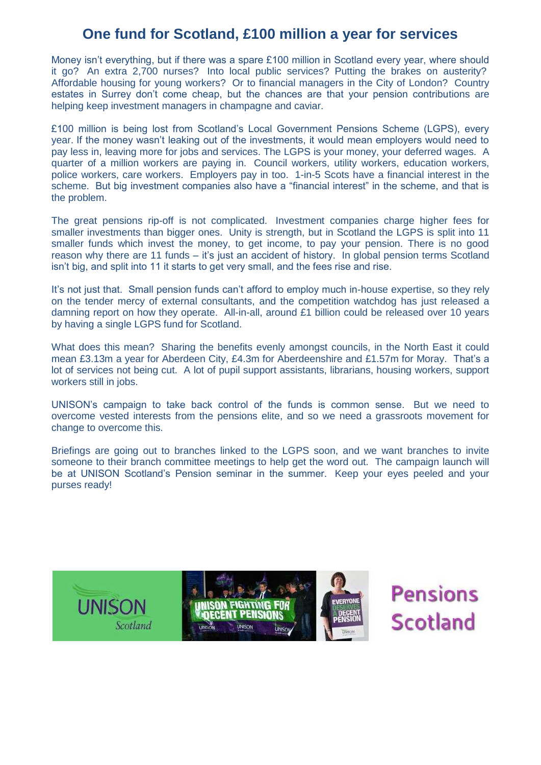# One fund for Scotland, £100 million a year for services

Money isn't everything, but if there was a spare £100 million in Scotland every year, where should it go? An extra 2,700 nurses? Into local public services? Putting the brakes on austerity? Affordable housing for young workers? Or to financial managers in the City of London? Country estates in Surrey don't come cheap, but the chances are that your pension contributions are helping keep investment managers in champagne and caviar.

£100 million is being lost from Scotland's Local Government Pensions Scheme (LGPS), every year. If the money wasn't leaking out of the investments, it would mean employers would need to pay less in, leaving more for jobs and services. The LGPS is your money, your deferred wages. A quarter of a million workers are paying in. Council workers, utility workers, education workers, police workers, care workers. Employers pay in too. 1-in-5 Scots have a financial interest in the scheme. But big investment companies also have a "financial interest" in the scheme, and that is the problem.

The great pensions rip-off is not complicated. Investment companies charge higher fees for smaller investments than bigger ones. Unity is strength, but in Scotland the LGPS is split into 11 smaller funds which invest the money, to get income, to pay your pension. There is no good reason why there are 11 funds – it's just an accident of history. In global pension terms Scotland isn't big, and split into 11 it starts to get very small, and the fees rise and rise.

It's not just that. Small pension funds can't afford to employ much in-house expertise, so they rely on the tender mercy of external consultants, and the competition watchdog has just released a damning report on how they operate. All-in-all, around £1 billion could be released over 10 years by having a single LGPS fund for Scotland.

What does this mean? Sharing the benefits evenly amongst councils, in the North East it could mean £3.13m a year for Aberdeen City, £4.3m for Aberdeenshire and £1.57m for Moray. That's a lot of services not being cut. A lot of pupil support assistants, librarians, housing workers, support workers still in jobs.

UNISON's campaign to take back control of the funds is common sense. But we need to overcome vested interests from the pensions elite, and so we need a grassroots movement for change to overcome this.

Briefings are going out to branches linked to the LGPS soon, and we want branches to invite someone to their branch committee meetings to help get the word out. The campaign launch will be at UNISON Scotland's Pension seminar in the summer. Keep your eyes peeled and your purses ready!

UNISON Scotland

Pensions Scotland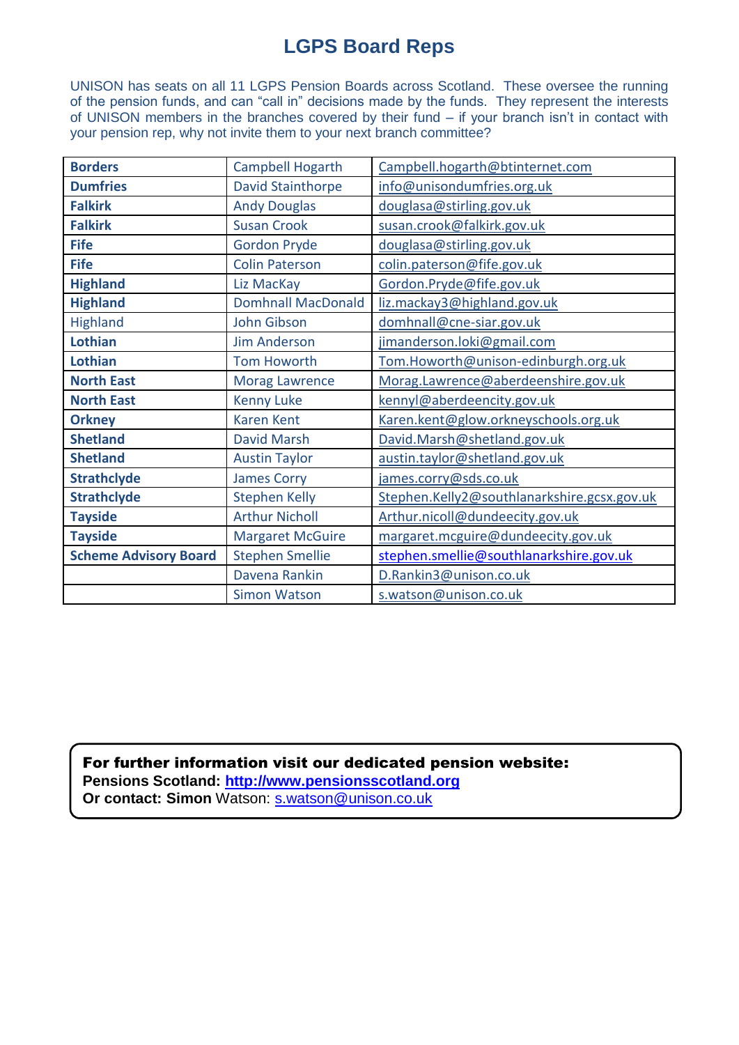# LGPS Board Reps

UNISON has seats on all 11 LGPS Pension Boards across Scotland. These oversee the running of the pension funds, and can "call in" decisions made by the funds. They represent the interests of UNISON members in the branches covered by their fund – if your branch isn't in contact with your pension rep, why not invite them to your next branch committee?

| | | |
|---|---|---|
| **Borders** | Campbell Hogarth | Campbell.hogarth@btinternet.com |
| **Dumfries** | David Stainthorpe | info@unisondumfries.org.uk |
| **Falkirk** | Andy Douglas | douglasa@stirling.gov.uk |
| **Falkirk** | Susan Crook | susan.crook@falkirk.gov.uk |
| **Fife** | Gordon Pryde | douglasa@stirling.gov.uk |
| **Fife** | Colin Paterson | colin.paterson@fife.gov.uk |
| **Highland** | Liz MacKay | Gordon.Pryde@fife.gov.uk |
| **Highland** | Domhnall MacDonald | liz.mackay3@highland.gov.uk |
| Highland | John Gibson | domhnall@cne-siar.gov.uk |
| **Lothian** | Jim Anderson | jimanderson.loki@gmail.com |
| **Lothian** | Tom Howorth | Tom.Howorth@unison-edinburgh.org.uk |
| **North East** | Morag Lawrence | Morag.Lawrence@aberdeenshire.gov.uk |
| **North East** | Kenny Luke | kennyl@aberdeencity.gov.uk |
| **Orkney** | Karen Kent | Karen.kent@glow.orkneyschools.org.uk |
| **Shetland** | David Marsh | David.Marsh@shetland.gov.uk |
| **Shetland** | Austin Taylor | austin.taylor@shetland.gov.uk |
| **Strathclyde** | James Corry | james.corry@sds.co.uk |
| **Strathclyde** | Stephen Kelly | Stephen.Kelly2@southlanarkshire.gcsx.gov.uk |
| **Tayside** | Arthur Nicholl | Arthur.nicoll@dundeecity.gov.uk |
| **Tayside** | Margaret McGuire | margaret.mcguire@dundeecity.gov.uk |
| **Scheme Advisory Board** | Stephen Smellie | stephen.smellie@southlanarkshire.gov.uk |
| | Davena Rankin | D.Rankin3@unison.co.uk |
| | Simon Watson | s.watson@unison.co.uk |

**For further information visit our dedicated pension website:**
**Pensions Scotland: [http://www.pensionsscotland.org](http://www.pensionsscotland.org)**
**Or contact: Simon** Watson: s.watson@unison.co.uk